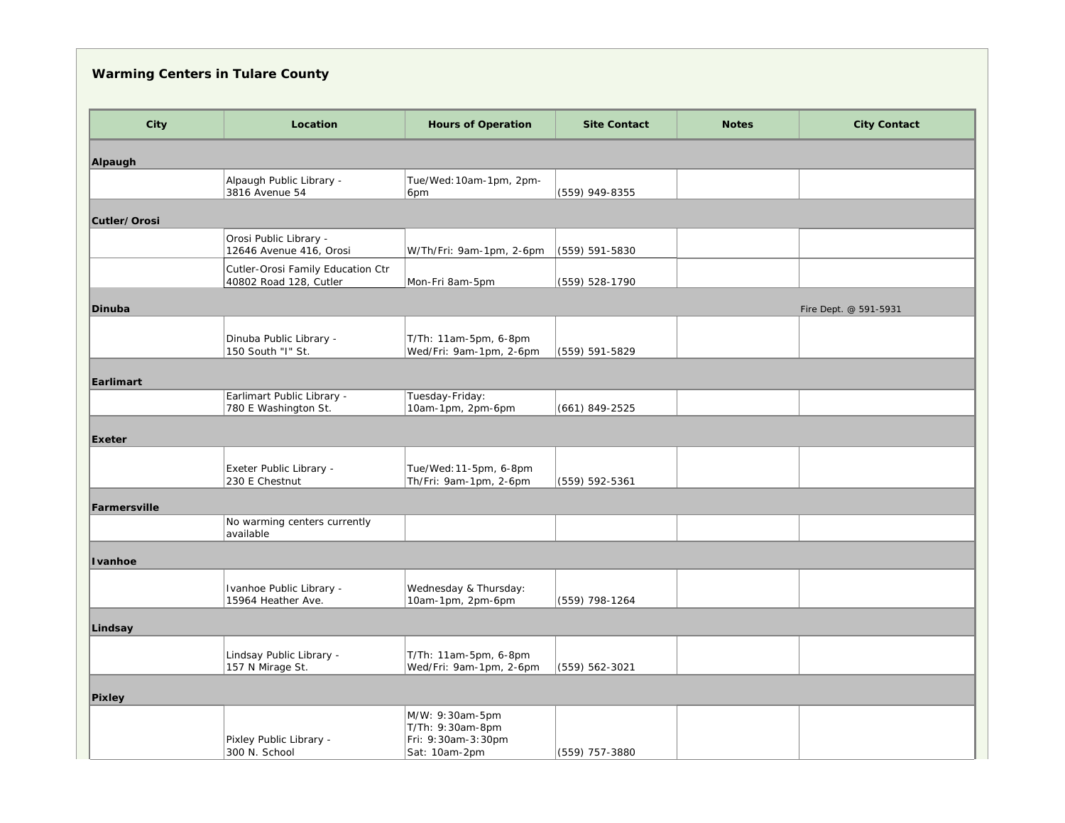## Warming Centers in Tulare County

| City | Location | Hours of Operation | Site Contact | Notes | City Contact |
|---|---|---|---|---|---|
| **Alpaugh** | | | | | |
| | Alpaugh Public Library - 3816 Avenue 54 | Tue/Wed:10am-1pm, 2pm-6pm | (559) 949-8355 | | |
| **Cutler/Orosi** | | | | | |
| | Orosi Public Library - 12646 Avenue 416, Orosi | W/Th/Fri: 9am-1pm, 2-6pm | (559) 591-5830 | | |
| | Cutler-Orosi Family Education Ctr 40802 Road 128, Cutler | Mon-Fri 8am-5pm | (559) 528-1790 | | |
| **Dinuba** | | | | | Fire Dept. @ 591-5931 |
| | Dinuba Public Library - 150 South "I" St. | T/Th: 11am-5pm, 6-8pm Wed/Fri: 9am-1pm, 2-6pm | (559) 591-5829 | | |
| **Earlimart** | | | | | |
| | Earlimart Public Library - 780 E Washington St. | Tuesday-Friday: 10am-1pm, 2pm-6pm | (661) 849-2525 | | |
| **Exeter** | | | | | |
| | Exeter Public Library - 230 E Chestnut | Tue/Wed:11-5pm, 6-8pm Th/Fri: 9am-1pm, 2-6pm | (559) 592-5361 | | |
| **Farmersville** | | | | | |
| | No warming centers currently available | | | | |
| **Ivanhoe** | | | | | |
| | Ivanhoe Public Library - 15964 Heather Ave. | Wednesday & Thursday: 10am-1pm, 2pm-6pm | (559) 798-1264 | | |
| **Lindsay** | | | | | |
| | Lindsay Public Library - 157 N Mirage St. | T/Th: 11am-5pm, 6-8pm Wed/Fri: 9am-1pm, 2-6pm | (559) 562-3021 | | |
| **Pixley** | | | | | |
| | Pixley Public Library - 300 N. School | M/W: 9:30am-5pm T/Th: 9:30am-8pm Fri: 9:30am-3:30pm Sat: 10am-2pm | (559) 757-3880 | | |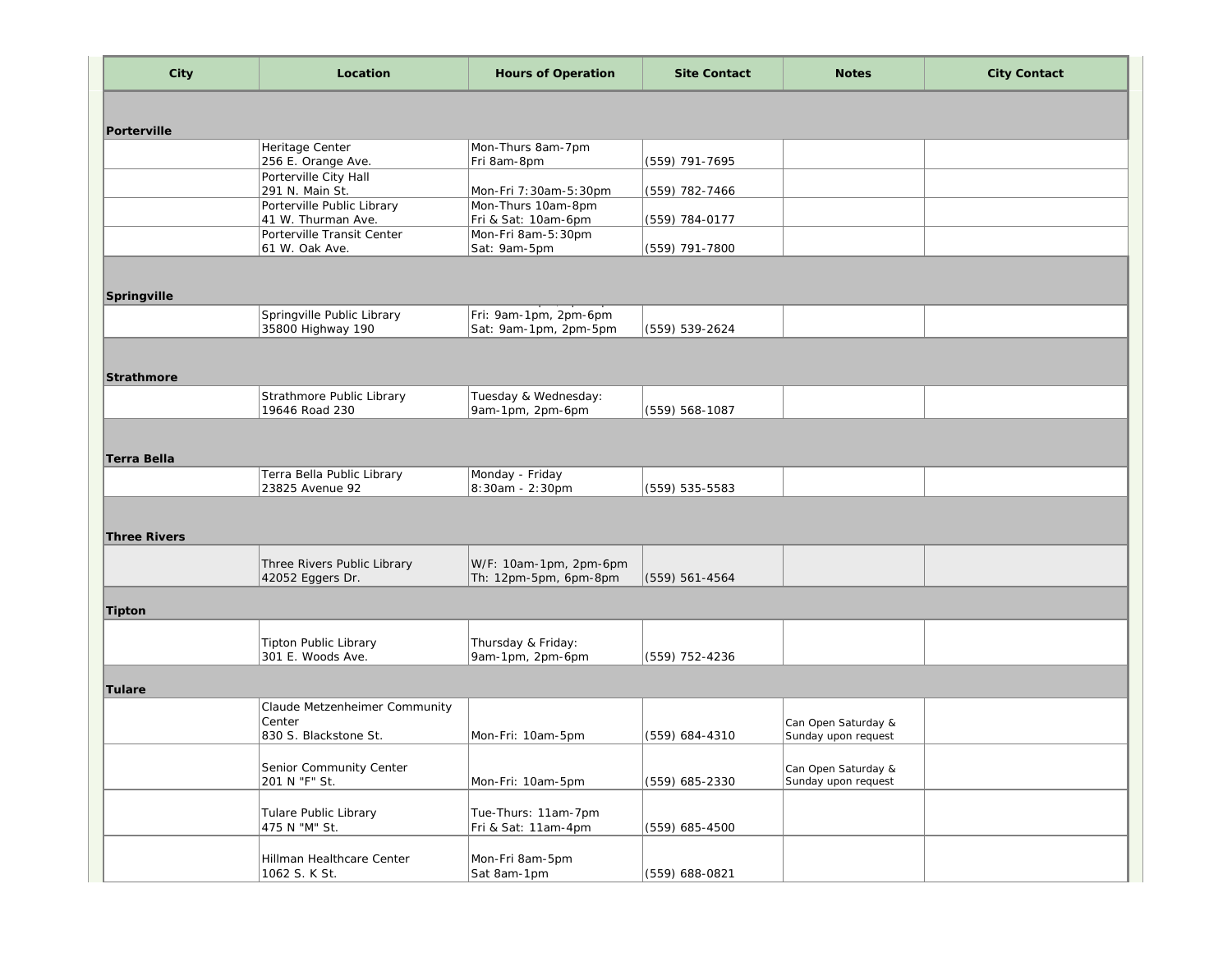| City | Location | Hours of Operation | Site Contact | Notes | City Contact |
|---|---|---|---|---|---|
| **Porterville** | | | | | |
| | Heritage Center<br>256 E. Orange Ave. | Mon-Thurs 8am-7pm<br>Fri 8am-8pm | (559) 791-7695 | | |
| | Porterville City Hall<br>291 N. Main St. | Mon-Fri 7:30am-5:30pm | (559) 782-7466 | | |
| | Porterville Public Library<br>41 W. Thurman Ave. | Mon-Thurs 10am-8pm<br>Fri & Sat: 10am-6pm | (559) 784-0177 | | |
| | Porterville Transit Center<br>61 W. Oak Ave. | Mon-Fri 8am-5:30pm<br>Sat: 9am-5pm | (559) 791-7800 | | |
| **Springville** | | | | | |
| | Springville Public Library<br>35800 Highway 190 | Fri: 9am-1pm, 2pm-6pm<br>Sat: 9am-1pm, 2pm-5pm | (559) 539-2624 | | |
| **Strathmore** | | | | | |
| | Strathmore Public Library<br>19646 Road 230 | Tuesday & Wednesday:<br>9am-1pm, 2pm-6pm | (559) 568-1087 | | |
| **Terra Bella** | | | | | |
| | Terra Bella Public Library<br>23825 Avenue 92 | Monday - Friday<br>8:30am - 2:30pm | (559) 535-5583 | | |
| **Three Rivers** | | | | | |
| | Three Rivers Public Library<br>42052 Eggers Dr. | W/F: 10am-1pm, 2pm-6pm<br>Th: 12pm-5pm, 6pm-8pm | (559) 561-4564 | | |
| **Tipton** | | | | | |
| | Tipton Public Library<br>301 E. Woods Ave. | Thursday & Friday:<br>9am-1pm, 2pm-6pm | (559) 752-4236 | | |
| **Tulare** | | | | | |
| | Claude Metzenheimer Community Center<br>830 S. Blackstone St. | Mon-Fri: 10am-5pm | (559) 684-4310 | Can Open Saturday & Sunday upon request | |
| | Senior Community Center<br>201 N "F" St. | Mon-Fri: 10am-5pm | (559) 685-2330 | Can Open Saturday & Sunday upon request | |
| | Tulare Public Library<br>475 N "M" St. | Tue-Thurs: 11am-7pm<br>Fri & Sat: 11am-4pm | (559) 685-4500 | | |
| | Hillman Healthcare Center<br>1062 S. K St. | Mon-Fri 8am-5pm<br>Sat 8am-1pm | (559) 688-0821 | | |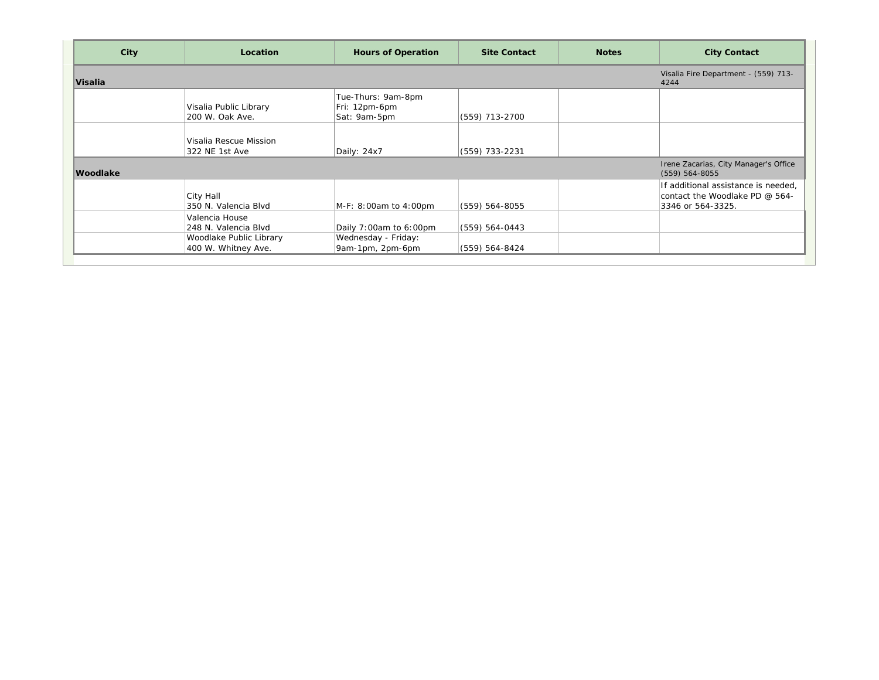| City | Location | Hours of Operation | Site Contact | Notes | City Contact |
|---|---|---|---|---|---|
| **Visalia** | | | | | Visalia Fire Department - (559) 713-4244 |
| | Visalia Public Library<br>200 W. Oak Ave. | Tue-Thurs: 9am-8pm<br>Fri: 12pm-6pm<br>Sat: 9am-5pm | (559) 713-2700 | | |
| | Visalia Rescue Mission<br>322 NE 1st Ave | Daily: 24x7 | (559) 733-2231 | | |
| **Woodlake** | | | | | Irene Zacarias, City Manager's Office (559) 564-8055 |
| | City Hall<br>350 N. Valencia Blvd | M-F: 8:00am to 4:00pm | (559) 564-8055 | | If additional assistance is needed, contact the Woodlake PD @ 564-3346 or 564-3325. |
| | Valencia House<br>248 N. Valencia Blvd | Daily 7:00am to 6:00pm | (559) 564-0443 | | |
| | Woodlake Public Library<br>400 W. Whitney Ave. | Wednesday - Friday:<br>9am-1pm, 2pm-6pm | (559) 564-8424 | | |